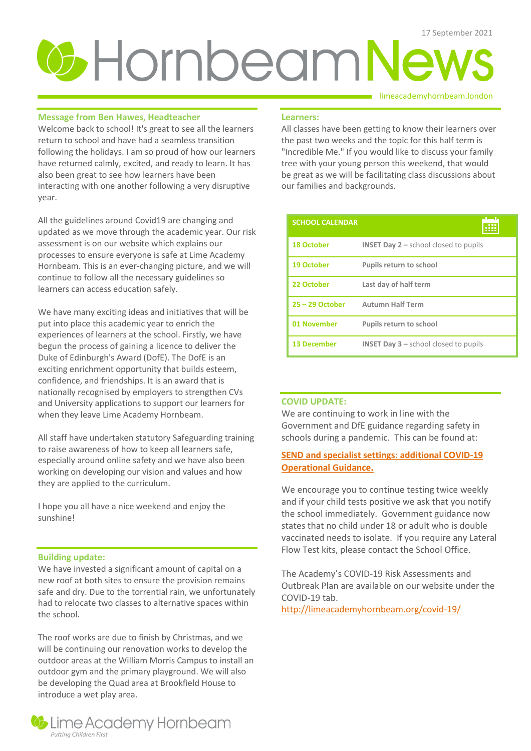17 September 2021

# Hornbeam News

limeacademyhornbeam.london

## Message from Ben Hawes, Headteacher

Welcome back to school! It's great to see all the learners return to school and have had a seamless transition following the holidays. I am so proud of how our learners have returned calmly, excited, and ready to learn. It has also been great to see how learners have been interacting with one another following a very disruptive year.

All the guidelines around Covid19 are changing and updated as we move through the academic year. Our risk assessment is on our website which explains our processes to ensure everyone is safe at Lime Academy Hornbeam. This is an ever-changing picture, and we will continue to follow all the necessary guidelines so learners can access education safely.

We have many exciting ideas and initiatives that will be put into place this academic year to enrich the experiences of learners at the school. Firstly, we have begun the process of gaining a licence to deliver the Duke of Edinburgh's Award (DofE). The DofE is an exciting enrichment opportunity that builds esteem, confidence, and friendships. It is an award that is nationally recognised by employers to strengthen CVs and University applications to support our learners for when they leave Lime Academy Hornbeam.

All staff have undertaken statutory Safeguarding training to raise awareness of how to keep all learners safe, especially around online safety and we have also been working on developing our vision and values and how they are applied to the curriculum.

I hope you all have a nice weekend and enjoy the sunshine!

## Building update:

We have invested a significant amount of capital on a new roof at both sites to ensure the provision remains safe and dry. Due to the torrential rain, we unfortunately had to relocate two classes to alternative spaces within the school.

The roof works are due to finish by Christmas, and we will be continuing our renovation works to develop the outdoor areas at the William Morris Campus to install an outdoor gym and the primary playground. We will also be developing the Quad area at Brookfield House to introduce a wet play area.

## Learners:

All classes have been getting to know their learners over the past two weeks and the topic for this half term is "Incredible Me." If you would like to discuss your family tree with your young person this weekend, that would be great as we will be facilitating class discussions about our families and backgrounds.

| SCHOOL CALENDAR | |
|---|---|
| 18 October | **INSET Day 2 –** school closed to pupils |
| 19 October | **Pupils return to school** |
| 22 October | **Last day of half term** |
| 25 – 29 October | **Autumn Half Term** |
| 01 November | **Pupils return to school** |
| 13 December | **INSET Day 3 –** school closed to pupils |

## COVID UPDATE:

We are continuing to work in line with the Government and DfE guidance regarding safety in schools during a pandemic. This can be found at:

**SEND and specialist settings: additional COVID-19 Operational Guidance.**

We encourage you to continue testing twice weekly and if your child tests positive we ask that you notify the school immediately. Government guidance now states that no child under 18 or adult who is double vaccinated needs to isolate. If you require any Lateral Flow Test kits, please contact the School Office.

The Academy's COVID-19 Risk Assessments and Outbreak Plan are available on our website under the COVID-19 tab.
http://limeacademyhornbeam.org/covid-19/

Lime Academy Hornbeam
*Putting Children First*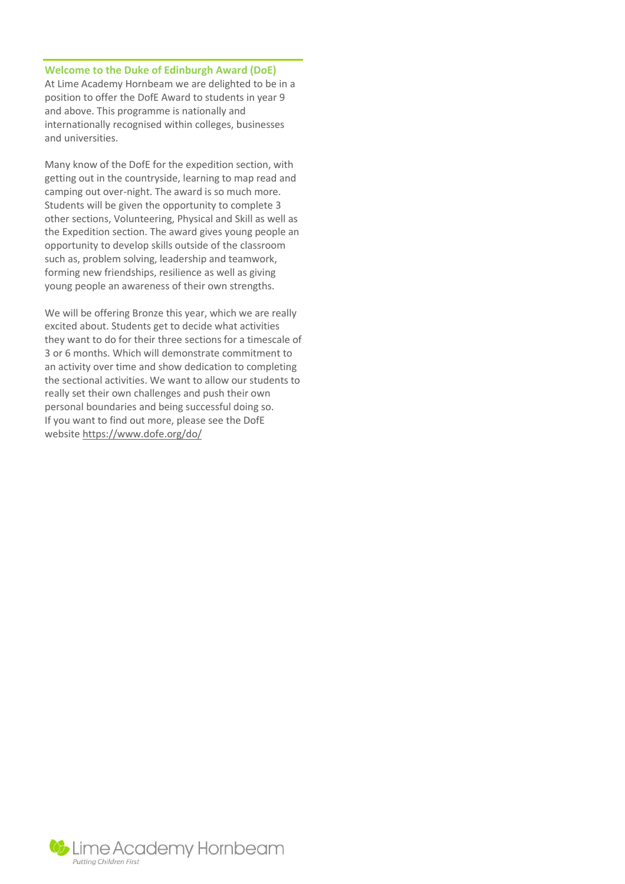## Welcome to the Duke of Edinburgh Award (DoE)

At Lime Academy Hornbeam we are delighted to be in a position to offer the DofE Award to students in year 9 and above. This programme is nationally and internationally recognised within colleges, businesses and universities.

Many know of the DofE for the expedition section, with getting out in the countryside, learning to map read and camping out over-night. The award is so much more. Students will be given the opportunity to complete 3 other sections, Volunteering, Physical and Skill as well as the Expedition section. The award gives young people an opportunity to develop skills outside of the classroom such as, problem solving, leadership and teamwork, forming new friendships, resilience as well as giving young people an awareness of their own strengths.

We will be offering Bronze this year, which we are really excited about. Students get to decide what activities they want to do for their three sections for a timescale of 3 or 6 months. Which will demonstrate commitment to an activity over time and show dedication to completing the sectional activities. We want to allow our students to really set their own challenges and push their own personal boundaries and being successful doing so.
If you want to find out more, please see the DofE website https://www.dofe.org/do/